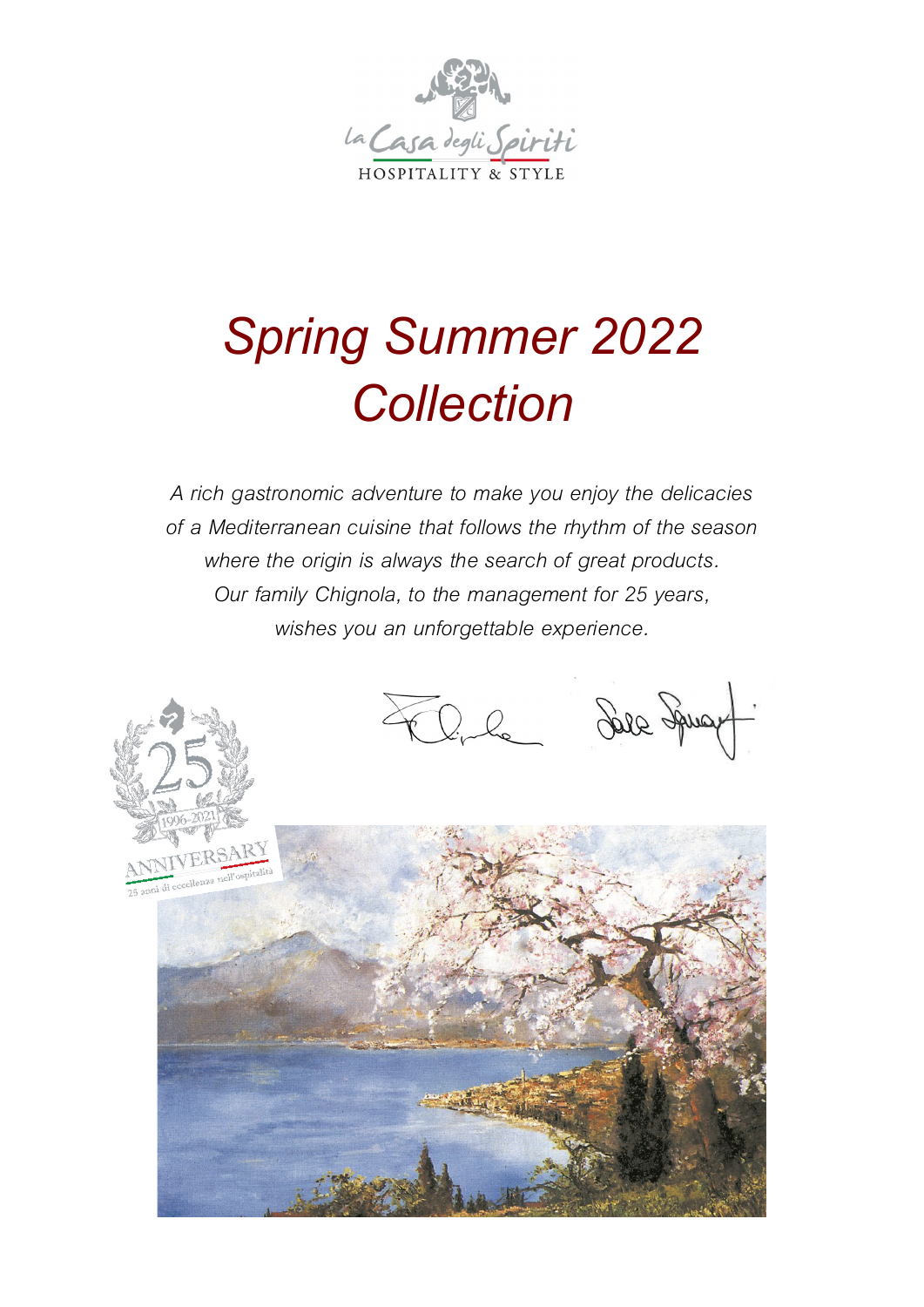la Casa degli Spiriti
HOSPITALITY & STYLE

# *Spring Summer 2022 Collection*

*A rich gastronomic adventure to make you enjoy the delicacies of a Mediterranean cuisine that follows the rhythm of the season where the origin is always the search of great products. Our family Chignola, to the management for 25 years, wishes you an unforgettable experience.*

25
1996-2021
ANNIVERSARY
25 anni di eccellenza nell'ospitalità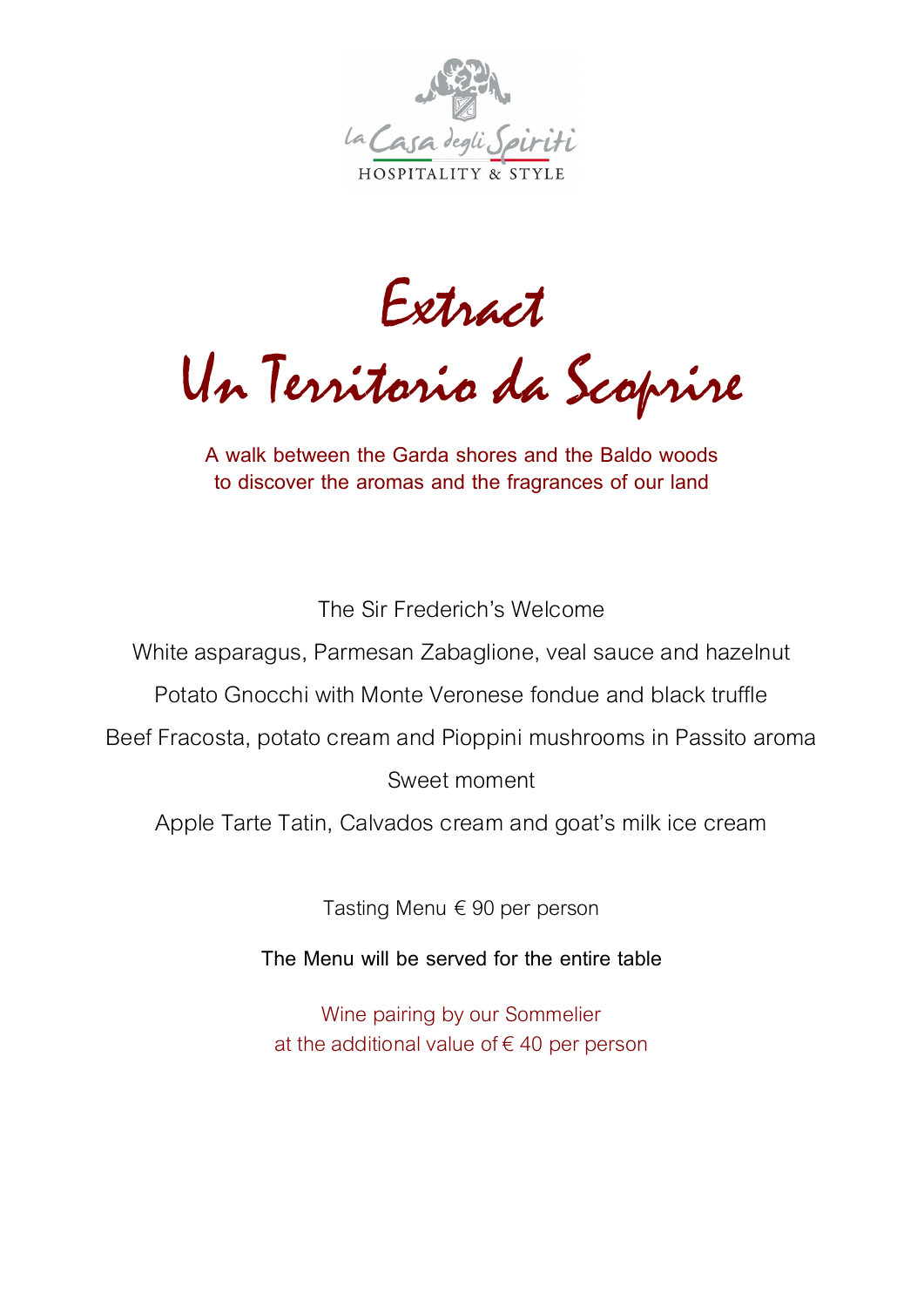la Casa degli Spiriti
HOSPITALITY & STYLE

# Extract
# Un Territorio da Scoprire

A walk between the Garda shores and the Baldo woods
to discover the aromas and the fragrances of our land

The Sir Frederich's Welcome

White asparagus, Parmesan Zabaglione, veal sauce and hazelnut

Potato Gnocchi with Monte Veronese fondue and black truffle

Beef Fracosta, potato cream and Pioppini mushrooms in Passito aroma

Sweet moment

Apple Tarte Tatin, Calvados cream and goat's milk ice cream

Tasting Menu € 90 per person

The Menu will be served for the entire table

Wine pairing by our Sommelier
at the additional value of € 40 per person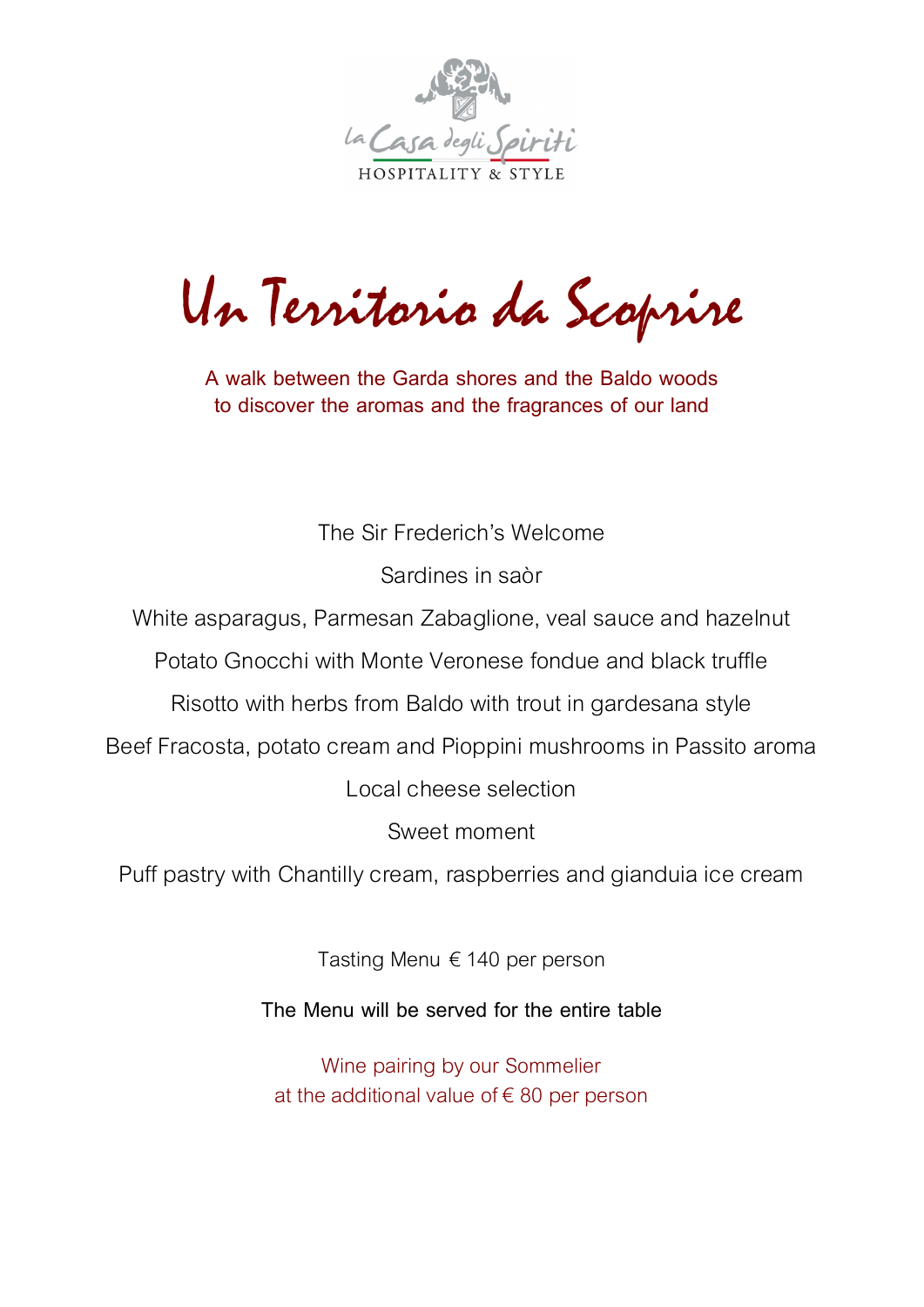la Casa degli Spiriti
HOSPITALITY & STYLE

# Un Territorio da Scoprire

A walk between the Garda shores and the Baldo woods
to discover the aromas and the fragrances of our land

The Sir Frederich's Welcome

Sardines in saòr

White asparagus, Parmesan Zabaglione, veal sauce and hazelnut

Potato Gnocchi with Monte Veronese fondue and black truffle

Risotto with herbs from Baldo with trout in gardesana style

Beef Fracosta, potato cream and Pioppini mushrooms in Passito aroma

Local cheese selection

Sweet moment

Puff pastry with Chantilly cream, raspberries and gianduia ice cream

Tasting Menu € 140 per person

The Menu will be served for the entire table

Wine pairing by our Sommelier
at the additional value of € 80 per person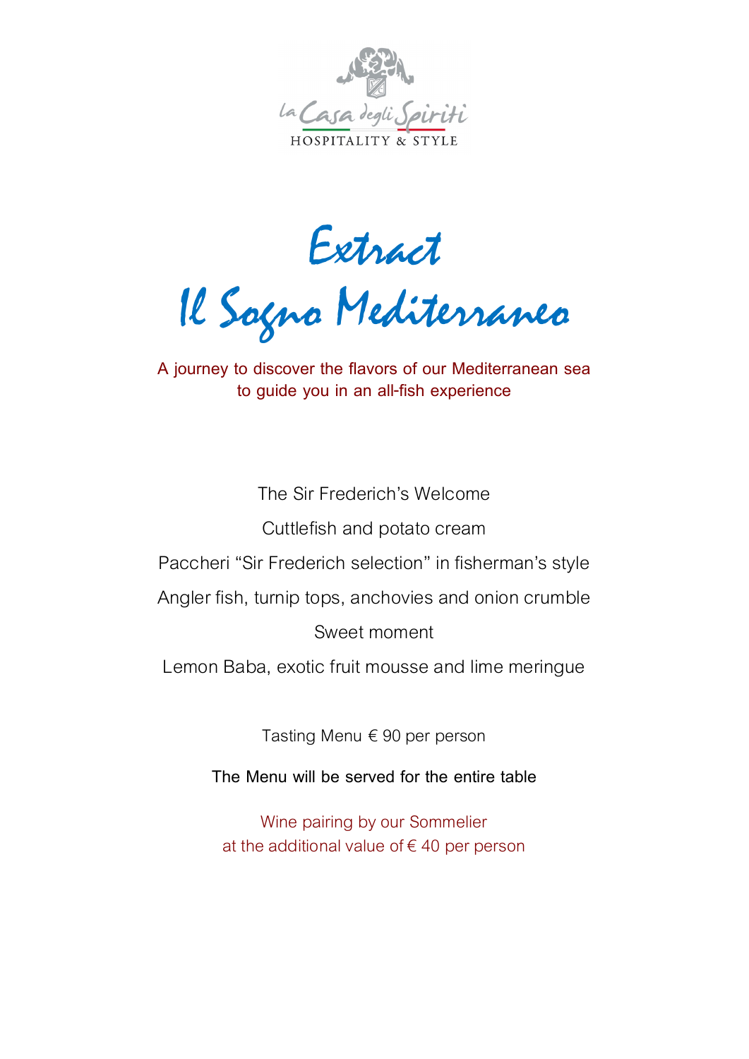la Casa degli Spiriti

HOSPITALITY & STYLE

# Extract

# Il Sogno Mediterraneo

A journey to discover the flavors of our Mediterranean sea
to guide you in an all-fish experience

The Sir Frederich's Welcome

Cuttlefish and potato cream

Paccheri "Sir Frederich selection" in fisherman's style

Angler fish, turnip tops, anchovies and onion crumble

Sweet moment

Lemon Baba, exotic fruit mousse and lime meringue

Tasting Menu € 90 per person

The Menu will be served for the entire table

Wine pairing by our Sommelier
at the additional value of € 40 per person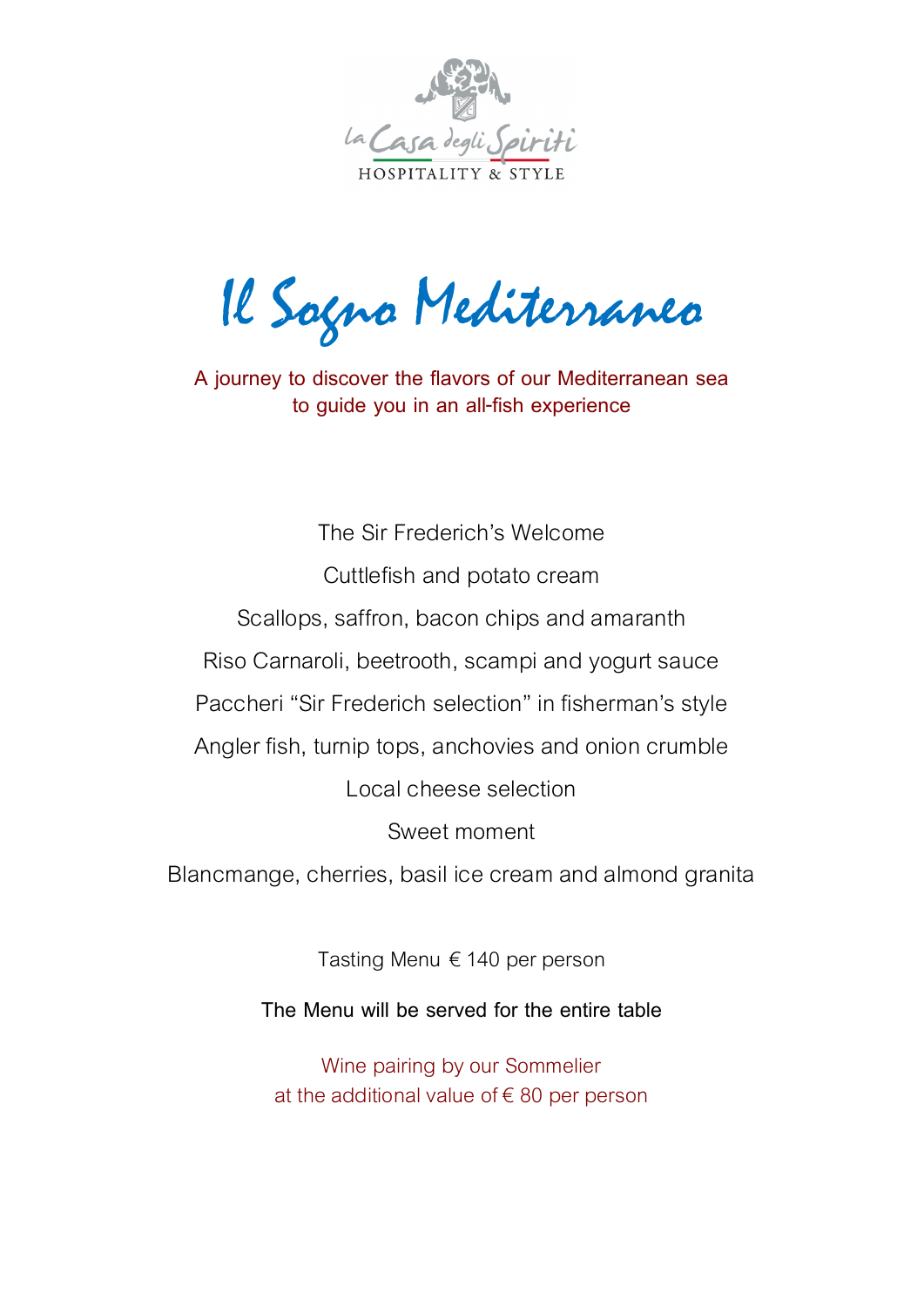la Casa degli Spiriti

HOSPITALITY & STYLE

# Il Sogno Mediterraneo

A journey to discover the flavors of our Mediterranean sea
to guide you in an all-fish experience

The Sir Frederich's Welcome

Cuttlefish and potato cream

Scallops, saffron, bacon chips and amaranth

Riso Carnaroli, beetrooth, scampi and yogurt sauce

Paccheri "Sir Frederich selection" in fisherman's style

Angler fish, turnip tops, anchovies and onion crumble

Local cheese selection

Sweet moment

Blancmange, cherries, basil ice cream and almond granita

Tasting Menu € 140 per person

The Menu will be served for the entire table

Wine pairing by our Sommelier
at the additional value of € 80 per person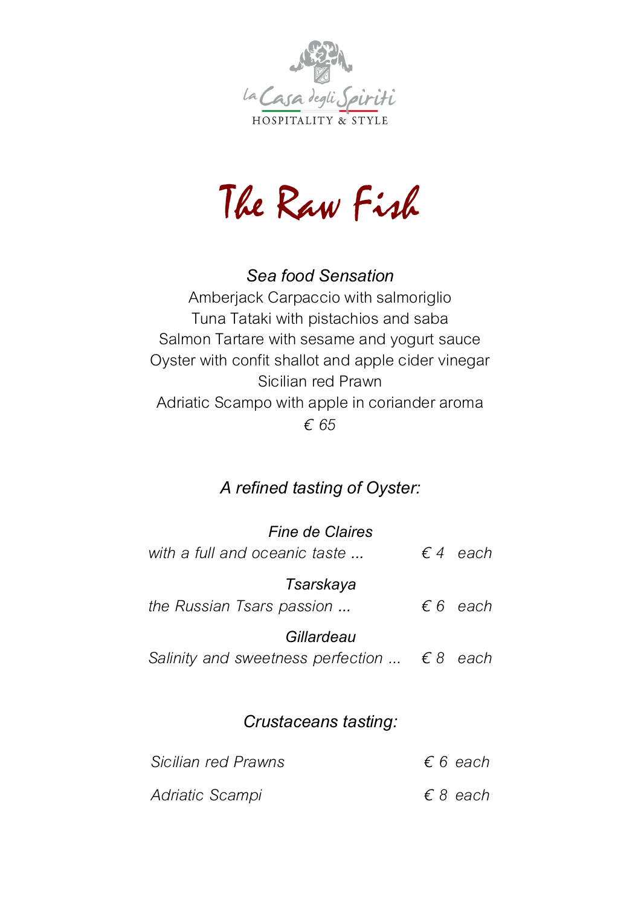la Casa degli Spiriti
HOSPITALITY & STYLE

# The Raw Fish

### *Sea food Sensation*

Amberjack Carpaccio with salmoriglio
Tuna Tataki with pistachios and saba
Salmon Tartare with sesame and yogurt sauce
Oyster with confit shallot and apple cider vinegar
Sicilian red Prawn
Adriatic Scampo with apple in coriander aroma
*€ 65*

### *A refined tasting of Oyster:*

*Fine de Claires*
*with a full and oceanic taste ...* *€ 4 each*

*Tsarskaya*
*the Russian Tsars passion ...* *€ 6 each*

*Gillardeau*
*Salinity and sweetness perfection ...* *€ 8 each*

### *Crustaceans tasting:*

| | |
|---|---|
| *Sicilian red Prawns* | *€ 6 each* |
| *Adriatic Scampi* | *€ 8 each* |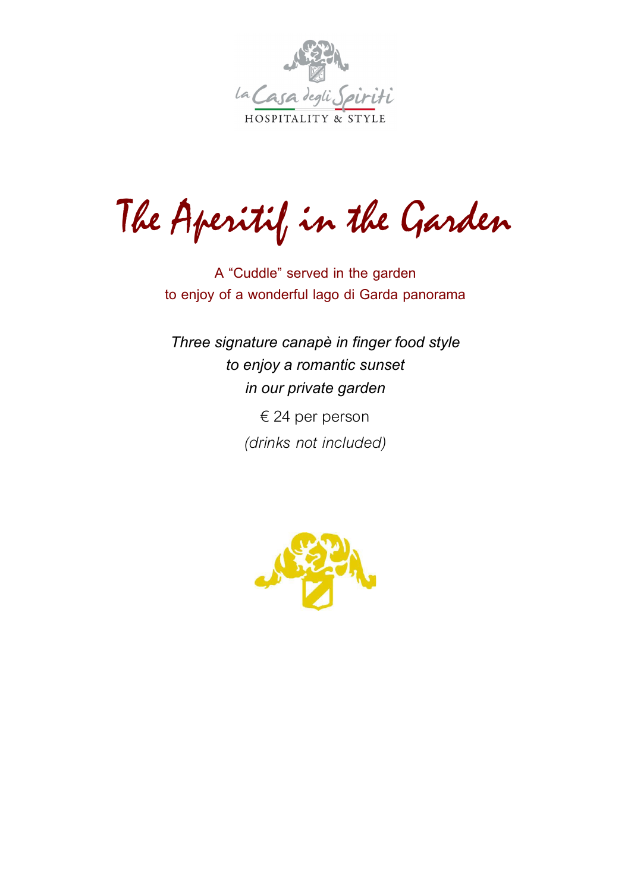la Casa degli Spiriti
HOSPITALITY & STYLE

# The Aperitif in the Garden

A "Cuddle" served in the garden
to enjoy of a wonderful lago di Garda panorama

*Three signature canapè in finger food style*
*to enjoy a romantic sunset*
*in our private garden*

€ 24 per person

*(drinks not included)*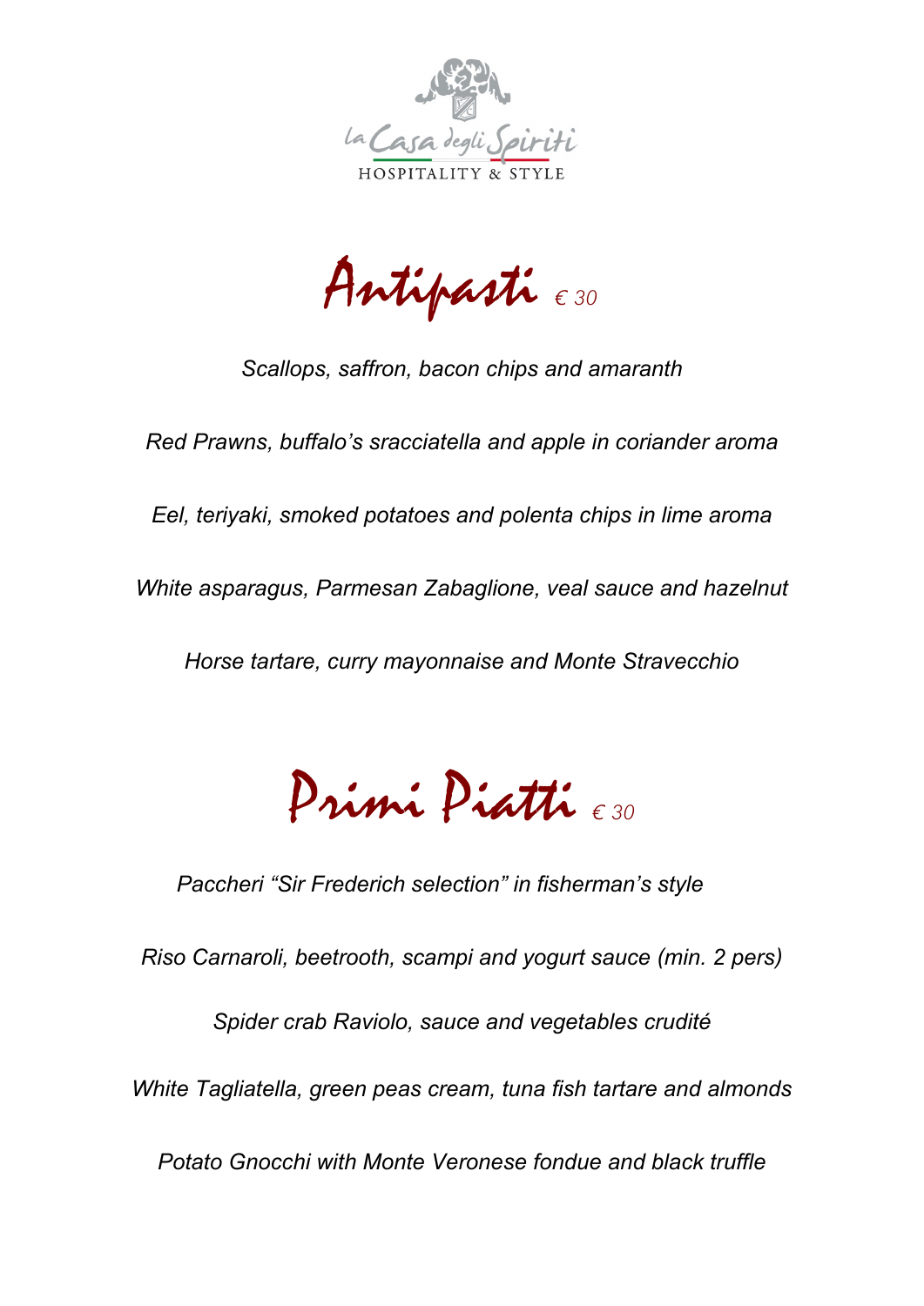la Casa degli Spiriti

HOSPITALITY & STYLE

# Antipasti *€ 30*

*Scallops, saffron, bacon chips and amaranth*

*Red Prawns, buffalo's sracciatella and apple in coriander aroma*

*Eel, teriyaki, smoked potatoes and polenta chips in lime aroma*

*White asparagus, Parmesan Zabaglione, veal sauce and hazelnut*

*Horse tartare, curry mayonnaise and Monte Stravecchio*

# Primi Piatti *€ 30*

*Paccheri "Sir Frederich selection" in fisherman's style*

*Riso Carnaroli, beetrooth, scampi and yogurt sauce (min. 2 pers)*

*Spider crab Raviolo, sauce and vegetables crudité*

*White Tagliatella, green peas cream, tuna fish tartare and almonds*

*Potato Gnocchi with Monte Veronese fondue and black truffle*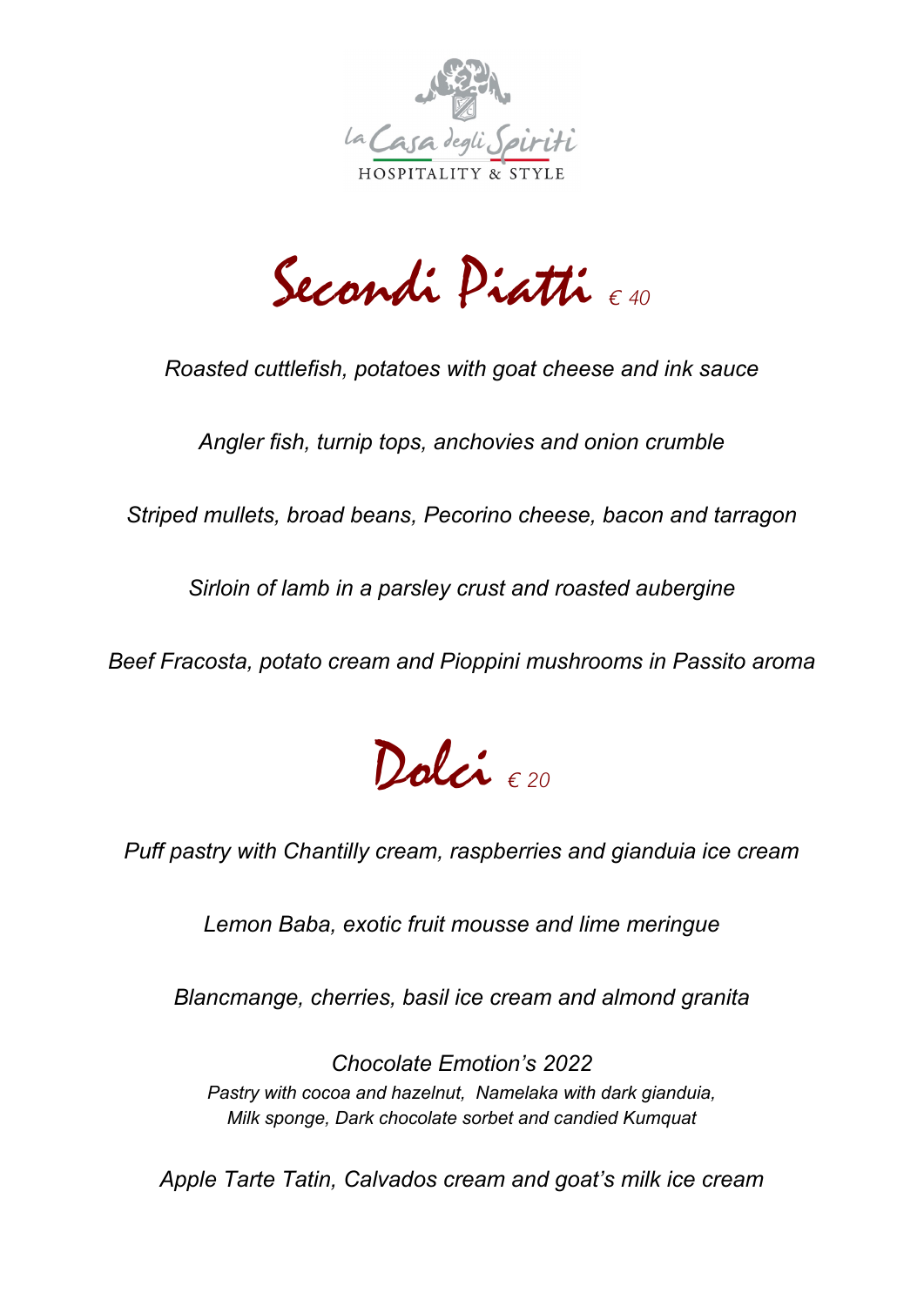la Casa degli Spiriti

HOSPITALITY & STYLE

## Secondi Piatti *€ 40*

*Roasted cuttlefish, potatoes with goat cheese and ink sauce*

*Angler fish, turnip tops, anchovies and onion crumble*

*Striped mullets, broad beans, Pecorino cheese, bacon and tarragon*

*Sirloin of lamb in a parsley crust and roasted aubergine*

*Beef Fracosta, potato cream and Pioppini mushrooms in Passito aroma*

## Dolci *€ 20*

*Puff pastry with Chantilly cream, raspberries and gianduia ice cream*

*Lemon Baba, exotic fruit mousse and lime meringue*

*Blancmange, cherries, basil ice cream and almond granita*

*Chocolate Emotion's 2022*
*Pastry with cocoa and hazelnut, Namelaka with dark gianduia,*
*Milk sponge, Dark chocolate sorbet and candied Kumquat*

*Apple Tarte Tatin, Calvados cream and goat's milk ice cream*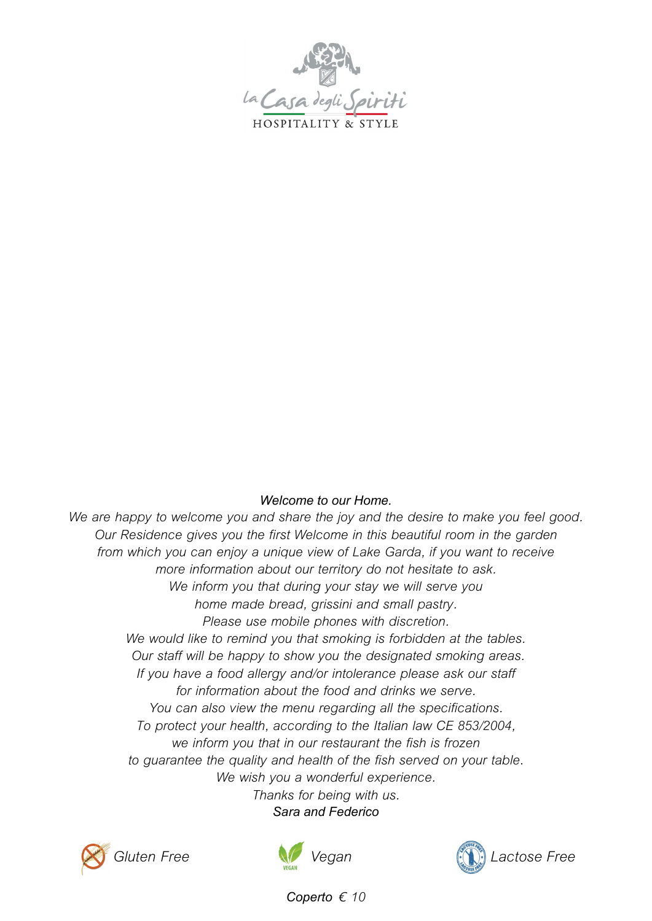la Casa degli Spiriti

HOSPITALITY & STYLE

*Welcome to our Home.*

*We are happy to welcome you and share the joy and the desire to make you feel good.*
*Our Residence gives you the first Welcome in this beautiful room in the garden*
*from which you can enjoy a unique view of Lake Garda, if you want to receive*
*more information about our territory do not hesitate to ask.*
*We inform you that during your stay we will serve you*
*home made bread, grissini and small pastry.*
*Please use mobile phones with discretion.*
*We would like to remind you that smoking is forbidden at the tables.*
*Our staff will be happy to show you the designated smoking areas.*
*If you have a food allergy and/or intolerance please ask our staff*
*for information about the food and drinks we serve.*
*You can also view the menu regarding all the specifications.*
*To protect your health, according to the Italian law CE 853/2004,*
*we inform you that in our restaurant the fish is frozen*
*to guarantee the quality and health of the fish served on your table.*
*We wish you a wonderful experience.*
*Thanks for being with us.*
*Sara and Federico*

*Gluten Free* *Vegan* *Lactose Free*

*Coperto € 10*